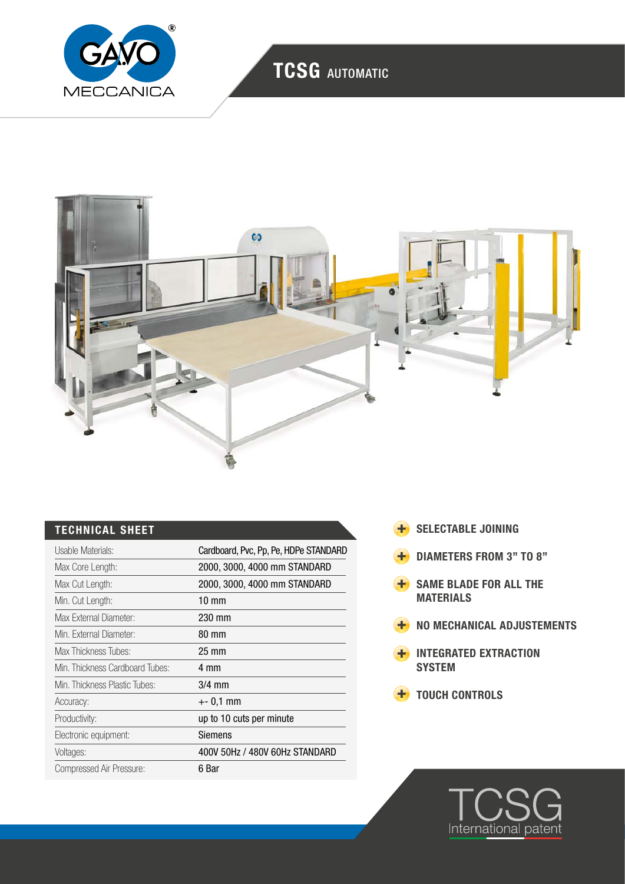# TCSG AUTOMATIC

## TECHNICAL SHEET

| | |
|---|---|
| Usable Materials: | Cardboard, Pvc, Pp, Pe, HDPe STANDARD |
| Max Core Length: | 2000, 3000, 4000 mm STANDARD |
| Max Cut Length: | 2000, 3000, 4000 mm STANDARD |
| Min. Cut Length: | 10 mm |
| Max External Diameter: | 230 mm |
| Min. External Diameter: | 80 mm |
| Max Thickness Tubes: | 25 mm |
| Min. Thickness Cardboard Tubes: | 4 mm |
| Min. Thickness Plastic Tubes: | 3/4 mm |
| Accuracy: | +- 0,1 mm |
| Productivity: | up to 10 cuts per minute |
| Electronic equipment: | Siemens |
| Voltages: | 400V 50Hz / 480V 60Hz STANDARD |
| Compressed Air Pressure: | 6 Bar |

- **SELECTABLE JOINING**
- **DIAMETERS FROM 3" TO 8"**
- **SAME BLADE FOR ALL THE MATERIALS**
- **NO MECHANICAL ADJUSTEMENTS**
- **INTEGRATED EXTRACTION SYSTEM**
- **TOUCH CONTROLS**

TCSG International patent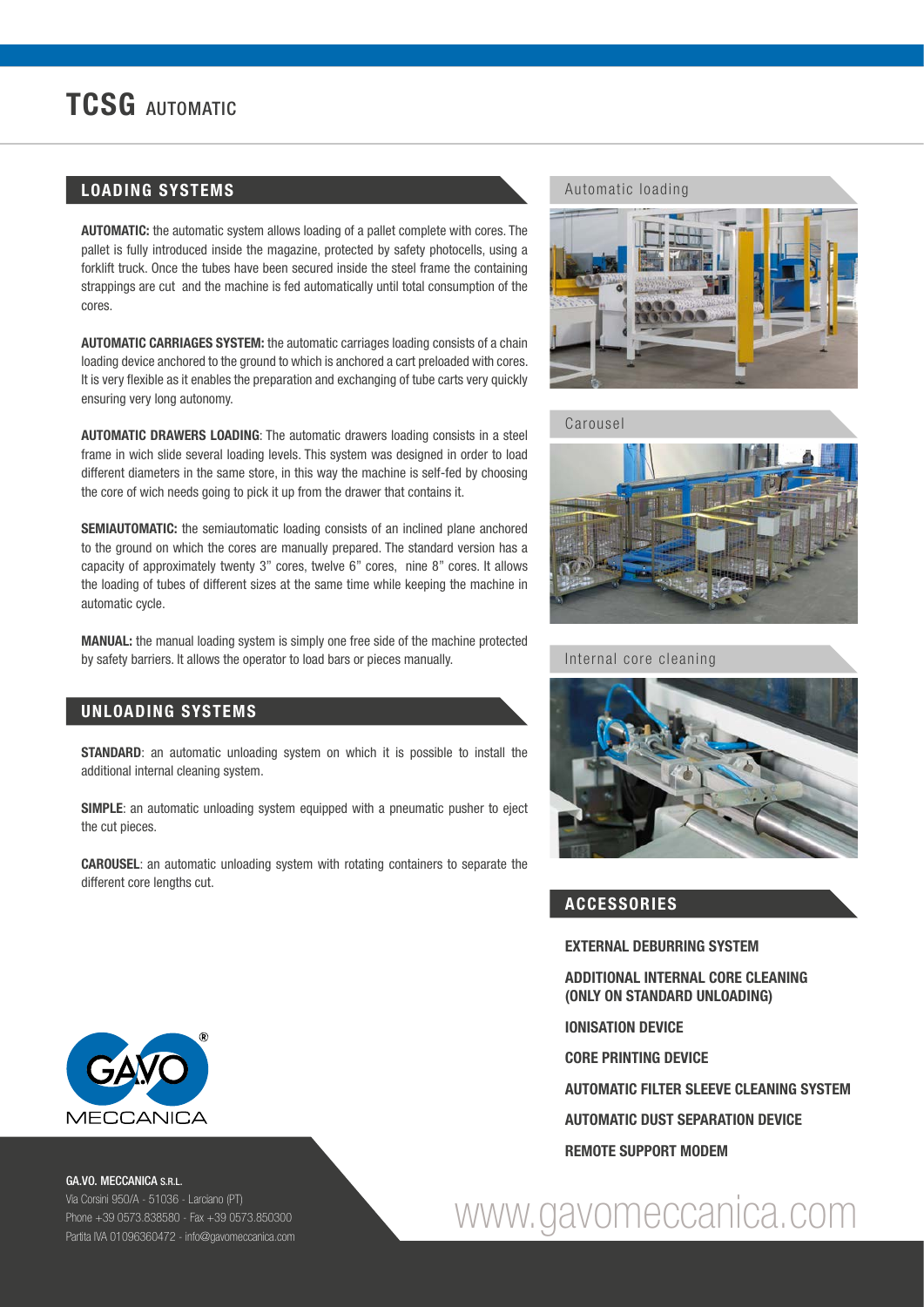# TCSG AUTOMATIC

## LOADING SYSTEMS

**AUTOMATIC:** the automatic system allows loading of a pallet complete with cores. The pallet is fully introduced inside the magazine, protected by safety photocells, using a forklift truck. Once the tubes have been secured inside the steel frame the containing strappings are cut and the machine is fed automatically until total consumption of the cores.

**AUTOMATIC CARRIAGES SYSTEM:** the automatic carriages loading consists of a chain loading device anchored to the ground to which is anchored a cart preloaded with cores. It is very flexible as it enables the preparation and exchanging of tube carts very quickly ensuring very long autonomy.

**AUTOMATIC DRAWERS LOADING**: The automatic drawers loading consists in a steel frame in wich slide several loading levels. This system was designed in order to load different diameters in the same store, in this way the machine is self-fed by choosing the core of wich needs going to pick it up from the drawer that contains it.

**SEMIAUTOMATIC:** the semiautomatic loading consists of an inclined plane anchored to the ground on which the cores are manually prepared. The standard version has a capacity of approximately twenty 3" cores, twelve 6" cores, nine 8" cores. It allows the loading of tubes of different sizes at the same time while keeping the machine in automatic cycle.

**MANUAL:** the manual loading system is simply one free side of the machine protected by safety barriers. It allows the operator to load bars or pieces manually.

## UNLOADING SYSTEMS

**STANDARD**: an automatic unloading system on which it is possible to install the additional internal cleaning system.

**SIMPLE**: an automatic unloading system equipped with a pneumatic pusher to eject the cut pieces.

**CAROUSEL**: an automatic unloading system with rotating containers to separate the different core lengths cut.

Automatic loading

Carousel

Internal core cleaning

## ACCESSORIES

**EXTERNAL DEBURRING SYSTEM**

**ADDITIONAL INTERNAL CORE CLEANING (ONLY ON STANDARD UNLOADING)**

**IONISATION DEVICE**

**CORE PRINTING DEVICE**

**AUTOMATIC FILTER SLEEVE CLEANING SYSTEM**

**AUTOMATIC DUST SEPARATION DEVICE**

**REMOTE SUPPORT MODEM**

GAVO MECCANICA

**GA.VO. MECCANICA S.R.L.**
Via Corsini 950/A - 51036 - Larciano (PT)
Phone +39 0573.838580 - Fax +39 0573.850300
Partita IVA 01096360472 - info@gavomeccanica.com

www.gavomeccanica.com